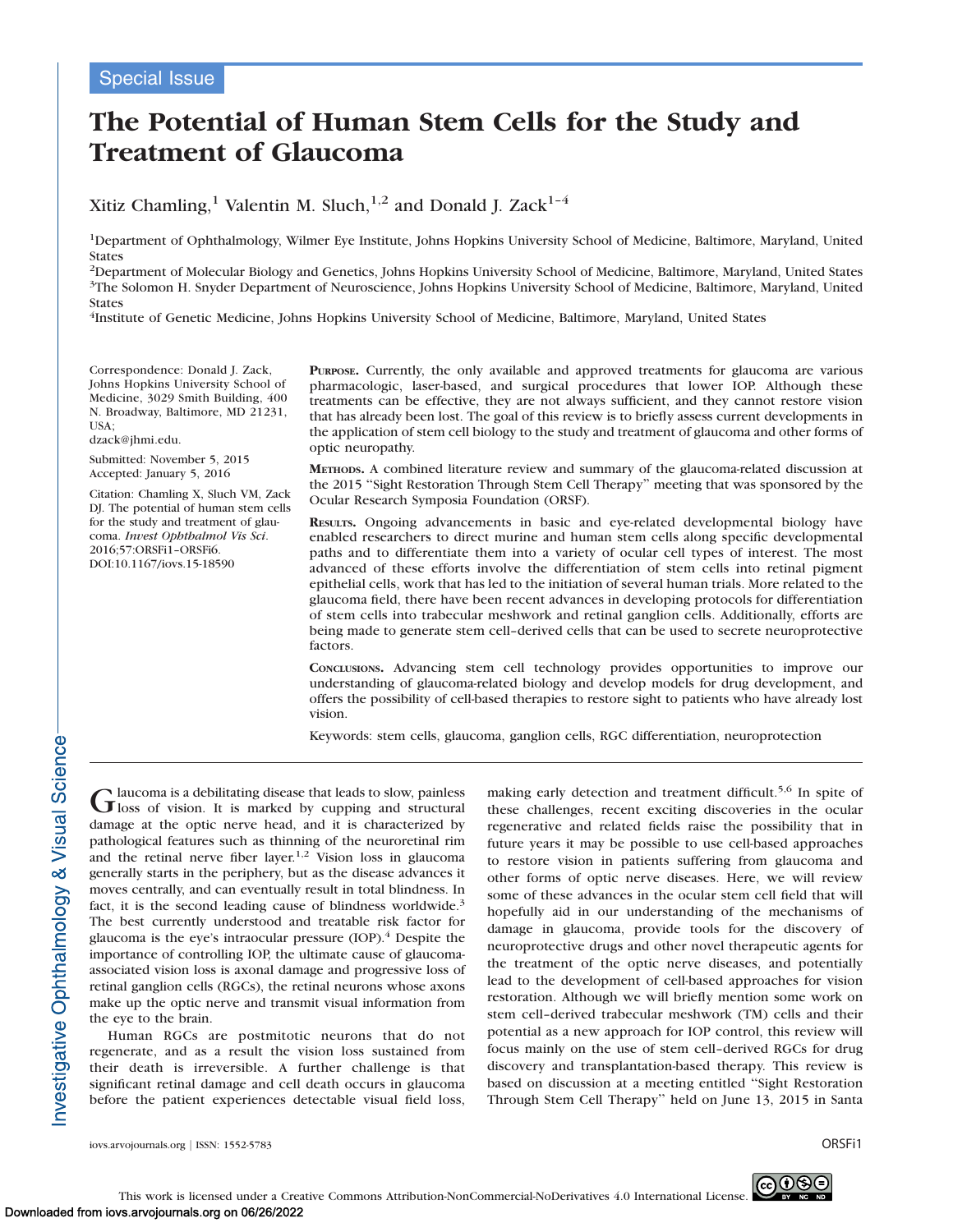Special Issue

# The Potential of Human Stem Cells for the Study and Treatment of Glaucoma

Xitiz Chamling,[1] Valentin M. Sluch,[1,2] and Donald J. Zack[1–4]

[1]Department of Ophthalmology, Wilmer Eye Institute, Johns Hopkins University School of Medicine, Baltimore, Maryland, United States
[2]Department of Molecular Biology and Genetics, Johns Hopkins University School of Medicine, Baltimore, Maryland, United States
[3]The Solomon H. Snyder Department of Neuroscience, Johns Hopkins University School of Medicine, Baltimore, Maryland, United States
[4]Institute of Genetic Medicine, Johns Hopkins University School of Medicine, Baltimore, Maryland, United States

Correspondence: Donald J. Zack, Johns Hopkins University School of Medicine, 3029 Smith Building, 400 N. Broadway, Baltimore, MD 21231, USA;
dzack@jhmi.edu.

Submitted: November 5, 2015
Accepted: January 5, 2016

Citation: Chamling X, Sluch VM, Zack DJ. The potential of human stem cells for the study and treatment of glaucoma. *Invest Ophthalmol Vis Sci*. 2016;57:ORSFi1–ORSFi6. DOI:10.1167/iovs.15-18590

**Purpose.** Currently, the only available and approved treatments for glaucoma are various pharmacologic, laser-based, and surgical procedures that lower IOP. Although these treatments can be effective, they are not always sufficient, and they cannot restore vision that has already been lost. The goal of this review is to briefly assess current developments in the application of stem cell biology to the study and treatment of glaucoma and other forms of optic neuropathy.

**Methods.** A combined literature review and summary of the glaucoma-related discussion at the 2015 "Sight Restoration Through Stem Cell Therapy" meeting that was sponsored by the Ocular Research Symposia Foundation (ORSF).

**Results.** Ongoing advancements in basic and eye-related developmental biology have enabled researchers to direct murine and human stem cells along specific developmental paths and to differentiate them into a variety of ocular cell types of interest. The most advanced of these efforts involve the differentiation of stem cells into retinal pigment epithelial cells, work that has led to the initiation of several human trials. More related to the glaucoma field, there have been recent advances in developing protocols for differentiation of stem cells into trabecular meshwork and retinal ganglion cells. Additionally, efforts are being made to generate stem cell–derived cells that can be used to secrete neuroprotective factors.

**Conclusions.** Advancing stem cell technology provides opportunities to improve our understanding of glaucoma-related biology and develop models for drug development, and offers the possibility of cell-based therapies to restore sight to patients who have already lost vision.

Keywords: stem cells, glaucoma, ganglion cells, RGC differentiation, neuroprotection

Glaucoma is a debilitating disease that leads to slow, painless loss of vision. It is marked by cupping and structural damage at the optic nerve head, and it is characterized by pathological features such as thinning of the neuroretinal rim and the retinal nerve fiber layer.[1,2] Vision loss in glaucoma generally starts in the periphery, but as the disease advances it moves centrally, and can eventually result in total blindness. In fact, it is the second leading cause of blindness worldwide.[3] The best currently understood and treatable risk factor for glaucoma is the eye's intraocular pressure (IOP).[4] Despite the importance of controlling IOP, the ultimate cause of glaucoma-associated vision loss is axonal damage and progressive loss of retinal ganglion cells (RGCs), the retinal neurons whose axons make up the optic nerve and transmit visual information from the eye to the brain.

Human RGCs are postmitotic neurons that do not regenerate, and as a result the vision loss sustained from their death is irreversible. A further challenge is that significant retinal damage and cell death occurs in glaucoma before the patient experiences detectable visual field loss, making early detection and treatment difficult.[5,6] In spite of these challenges, recent exciting discoveries in the ocular regenerative and related fields raise the possibility that in future years it may be possible to use cell-based approaches to restore vision in patients suffering from glaucoma and other forms of optic nerve diseases. Here, we will review some of these advances in the ocular stem cell field that will hopefully aid in our understanding of the mechanisms of damage in glaucoma, provide tools for the discovery of neuroprotective drugs and other novel therapeutic agents for the treatment of the optic nerve diseases, and potentially lead to the development of cell-based approaches for vision restoration. Although we will briefly mention some work on stem cell–derived trabecular meshwork (TM) cells and their potential as a new approach for IOP control, this review will focus mainly on the use of stem cell–derived RGCs for drug discovery and transplantation-based therapy. This review is based on discussion at a meeting entitled "Sight Restoration Through Stem Cell Therapy" held on June 13, 2015 in Santa

This work is licensed under a Creative Commons Attribution-NonCommercial-NoDerivatives 4.0 International License.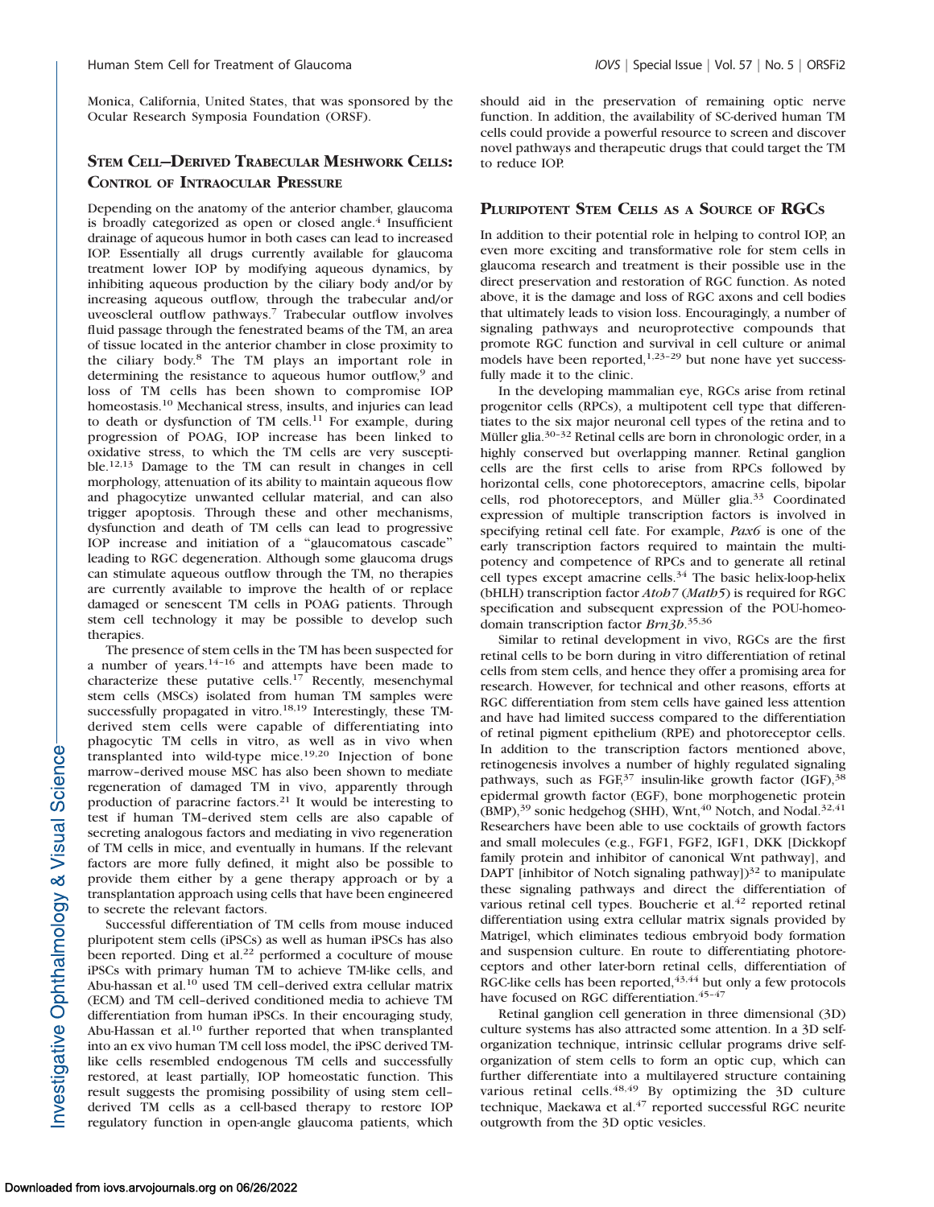Monica, California, United States, that was sponsored by the Ocular Research Symposia Foundation (ORSF).

## Stem Cell–Derived Trabecular Meshwork Cells: Control of Intraocular Pressure

Depending on the anatomy of the anterior chamber, glaucoma is broadly categorized as open or closed angle.[4] Insufficient drainage of aqueous humor in both cases can lead to increased IOP. Essentially all drugs currently available for glaucoma treatment lower IOP by modifying aqueous dynamics, by inhibiting aqueous production by the ciliary body and/or by increasing aqueous outflow, through the trabecular and/or uveoscleral outflow pathways.[7] Trabecular outflow involves fluid passage through the fenestrated beams of the TM, an area of tissue located in the anterior chamber in close proximity to the ciliary body.[8] The TM plays an important role in determining the resistance to aqueous humor outflow,[9] and loss of TM cells has been shown to compromise IOP homeostasis.[10] Mechanical stress, insults, and injuries can lead to death or dysfunction of TM cells.[11] For example, during progression of POAG, IOP increase has been linked to oxidative stress, to which the TM cells are very susceptible.[12,13] Damage to the TM can result in changes in cell morphology, attenuation of its ability to maintain aqueous flow and phagocytize unwanted cellular material, and can also trigger apoptosis. Through these and other mechanisms, dysfunction and death of TM cells can lead to progressive IOP increase and initiation of a "glaucomatous cascade" leading to RGC degeneration. Although some glaucoma drugs can stimulate aqueous outflow through the TM, no therapies are currently available to improve the health of or replace damaged or senescent TM cells in POAG patients. Through stem cell technology it may be possible to develop such therapies.

The presence of stem cells in the TM has been suspected for a number of years.[14–16] and attempts have been made to characterize these putative cells.[17] Recently, mesenchymal stem cells (MSCs) isolated from human TM samples were successfully propagated in vitro.[18,19] Interestingly, these TM-derived stem cells were capable of differentiating into phagocytic TM cells in vitro, as well as in vivo when transplanted into wild-type mice.[19,20] Injection of bone marrow–derived mouse MSC has also been shown to mediate regeneration of damaged TM in vivo, apparently through production of paracrine factors.[21] It would be interesting to test if human TM–derived stem cells are also capable of secreting analogous factors and mediating in vivo regeneration of TM cells in mice, and eventually in humans. If the relevant factors are more fully defined, it might also be possible to provide them either by a gene therapy approach or by a transplantation approach using cells that have been engineered to secrete the relevant factors.

Successful differentiation of TM cells from mouse induced pluripotent stem cells (iPSCs) as well as human iPSCs has also been reported. Ding et al.[22] performed a coculture of mouse iPSCs with primary human TM to achieve TM-like cells, and Abu-hassan et al.[10] used TM cell–derived extra cellular matrix (ECM) and TM cell–derived conditioned media to achieve TM differentiation from human iPSCs. In their encouraging study, Abu-Hassan et al.[10] further reported that when transplanted into an ex vivo human TM cell loss model, the iPSC derived TM-like cells resembled endogenous TM cells and successfully restored, at least partially, IOP homeostatic function. This result suggests the promising possibility of using stem cell–derived TM cells as a cell-based therapy to restore IOP regulatory function in open-angle glaucoma patients, which should aid in the preservation of remaining optic nerve function. In addition, the availability of SC-derived human TM cells could provide a powerful resource to screen and discover novel pathways and therapeutic drugs that could target the TM to reduce IOP.

## Pluripotent Stem Cells as a Source of RGCs

In addition to their potential role in helping to control IOP, an even more exciting and transformative role for stem cells in glaucoma research and treatment is their possible use in the direct preservation and restoration of RGC function. As noted above, it is the damage and loss of RGC axons and cell bodies that ultimately leads to vision loss. Encouragingly, a number of signaling pathways and neuroprotective compounds that promote RGC function and survival in cell culture or animal models have been reported,[1,23–29] but none have yet successfully made it to the clinic.

In the developing mammalian eye, RGCs arise from retinal progenitor cells (RPCs), a multipotent cell type that differentiates to the six major neuronal cell types of the retina and to Müller glia.[30–32] Retinal cells are born in chronologic order, in a highly conserved but overlapping manner. Retinal ganglion cells are the first cells to arise from RPCs followed by horizontal cells, cone photoreceptors, amacrine cells, bipolar cells, rod photoreceptors, and Müller glia.[33] Coordinated expression of multiple transcription factors is involved in specifying retinal cell fate. For example, *Pax6* is one of the early transcription factors required to maintain the multipotency and competence of RPCs and to generate all retinal cell types except amacrine cells.[34] The basic helix-loop-helix (bHLH) transcription factor *Atoh7* (*Math5*) is required for RGC specification and subsequent expression of the POU-homeodomain transcription factor *Brn3b*.[35,36]

Similar to retinal development in vivo, RGCs are the first retinal cells to be born during in vitro differentiation of retinal cells from stem cells, and hence they offer a promising area for research. However, for technical and other reasons, efforts at RGC differentiation from stem cells have gained less attention and have had limited success compared to the differentiation of retinal pigment epithelium (RPE) and photoreceptor cells. In addition to the transcription factors mentioned above, retinogenesis involves a number of highly regulated signaling pathways, such as FGF,[37] insulin-like growth factor (IGF),[38] epidermal growth factor (EGF), bone morphogenetic protein (BMP),[39] sonic hedgehog (SHH), Wnt,[40] Notch, and Nodal.[32,41] Researchers have been able to use cocktails of growth factors and small molecules (e.g., FGF1, FGF2, IGF1, DKK [Dickkopf family protein and inhibitor of canonical Wnt pathway], and DAPT [inhibitor of Notch signaling pathway])[32] to manipulate these signaling pathways and direct the differentiation of various retinal cell types. Boucherie et al.[42] reported retinal differentiation using extra cellular matrix signals provided by Matrigel, which eliminates tedious embryoid body formation and suspension culture. En route to differentiating photoreceptors and other later-born retinal cells, differentiation of RGC-like cells has been reported,[43,44] but only a few protocols have focused on RGC differentiation.[45–47]

Retinal ganglion cell generation in three dimensional (3D) culture systems has also attracted some attention. In a 3D self-organization technique, intrinsic cellular programs drive self-organization of stem cells to form an optic cup, which can further differentiate into a multilayered structure containing various retinal cells.[48,49] By optimizing the 3D culture technique, Maekawa et al.[47] reported successful RGC neurite outgrowth from the 3D optic vesicles.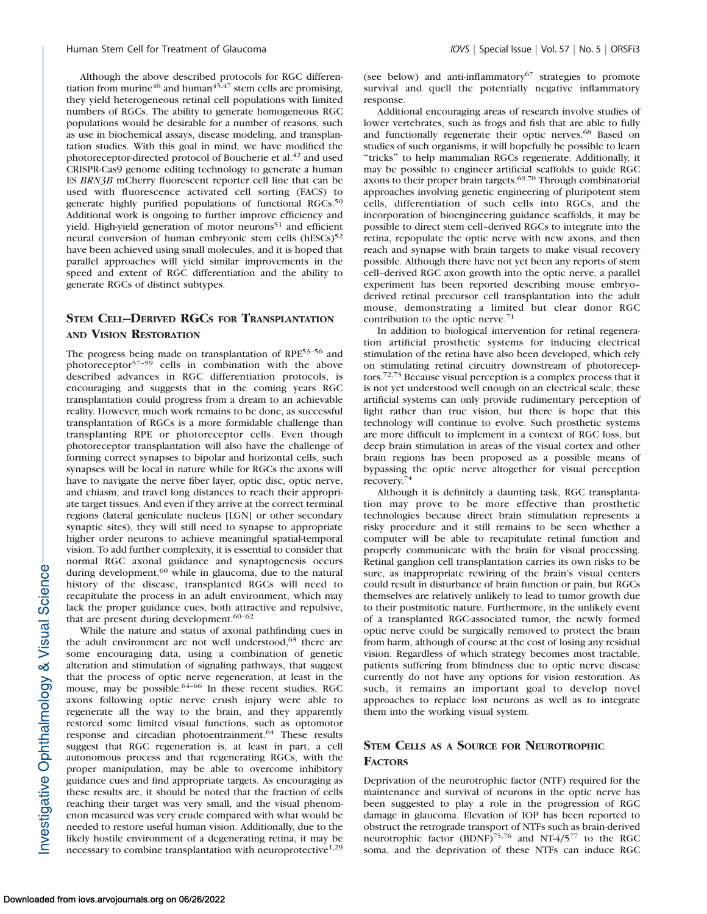Although the above described protocols for RGC differentiation from murine[46] and human[45,47] stem cells are promising, they yield heterogeneous retinal cell populations with limited numbers of RGCs. The ability to generate homogeneous RGC populations would be desirable for a number of reasons, such as use in biochemical assays, disease modeling, and transplantation studies. With this goal in mind, we have modified the photoreceptor-directed protocol of Boucherie et al.[42] and used CRISPR-Cas9 genome editing technology to generate a human ES *BRN3B* mCherry fluorescent reporter cell line that can be used with fluorescence activated cell sorting (FACS) to generate highly purified populations of functional RGCs.[50] Additional work is ongoing to further improve efficiency and yield. High-yield generation of motor neurons[51] and efficient neural conversion of human embryonic stem cells (hESCs)[52] have been achieved using small molecules, and it is hoped that parallel approaches will yield similar improvements in the speed and extent of RGC differentiation and the ability to generate RGCs of distinct subtypes.

## Stem Cell–Derived RGCs for Transplantation and Vision Restoration

The progress being made on transplantation of RPE[53–56] and photoreceptor[57–59] cells in combination with the above described advances in RGC differentiation protocols, is encouraging and suggests that in the coming years RGC transplantation could progress from a dream to an achievable reality. However, much work remains to be done, as successful transplantation of RGCs is a more formidable challenge than transplanting RPE or photoreceptor cells. Even though photoreceptor transplantation will also have the challenge of forming correct synapses to bipolar and horizontal cells, such synapses will be local in nature while for RGCs the axons will have to navigate the nerve fiber layer, optic disc, optic nerve, and chiasm, and travel long distances to reach their appropriate target tissues. And even if they arrive at the correct terminal regions (lateral geniculate nucleus [LGN] or other secondary synaptic sites), they will still need to synapse to appropriate higher order neurons to achieve meaningful spatial-temporal vision. To add further complexity, it is essential to consider that normal RGC axonal guidance and synaptogenesis occurs during development,[60] while in glaucoma, due to the natural history of the disease, transplanted RGCs will need to recapitulate the process in an adult environment, which may lack the proper guidance cues, both attractive and repulsive, that are present during development.[60–62]

While the nature and status of axonal pathfinding cues in the adult environment are not well understood,[63] there are some encouraging data, using a combination of genetic alteration and stimulation of signaling pathways, that suggest that the process of optic nerve regeneration, at least in the mouse, may be possible.[64–66] In these recent studies, RGC axons following optic nerve crush injury were able to regenerate all the way to the brain, and they apparently restored some limited visual functions, such as optomotor response and circadian photoentrainment.[64] These results suggest that RGC regeneration is, at least in part, a cell autonomous process and that regenerating RGCs, with the proper manipulation, may be able to overcome inhibitory guidance cues and find appropriate targets. As encouraging as these results are, it should be noted that the fraction of cells reaching their target was very small, and the visual phenomenon measured was very crude compared with what would be needed to restore useful human vision. Additionally, due to the likely hostile environment of a degenerating retina, it may be necessary to combine transplantation with neuroprotective[1,29] (see below) and anti-inflammatory[67] strategies to promote survival and quell the potentially negative inflammatory response.

Additional encouraging areas of research involve studies of lower vertebrates, such as frogs and fish that are able to fully and functionally regenerate their optic nerves.[68] Based on studies of such organisms, it will hopefully be possible to learn "tricks" to help mammalian RGCs regenerate. Additionally, it may be possible to engineer artificial scaffolds to guide RGC axons to their proper brain targets.[69,70] Through combinatorial approaches involving genetic engineering of pluripotent stem cells, differentiation of such cells into RGCs, and the incorporation of bioengineering guidance scaffolds, it may be possible to direct stem cell–derived RGCs to integrate into the retina, repopulate the optic nerve with new axons, and then reach and synapse with brain targets to make visual recovery possible. Although there have not yet been any reports of stem cell–derived RGC axon growth into the optic nerve, a parallel experiment has been reported describing mouse embryo–derived retinal precursor cell transplantation into the adult mouse, demonstrating a limited but clear donor RGC contribution to the optic nerve.[71]

In addition to biological intervention for retinal regeneration artificial prosthetic systems for inducing electrical stimulation of the retina have also been developed, which rely on stimulating retinal circuitry downstream of photoreceptors.[72,73] Because visual perception is a complex process that it is not yet understood well enough on an electrical scale, these artificial systems can only provide rudimentary perception of light rather than true vision, but there is hope that this technology will continue to evolve. Such prosthetic systems are more difficult to implement in a context of RGC loss, but deep brain stimulation in areas of the visual cortex and other brain regions has been proposed as a possible means of bypassing the optic nerve altogether for visual perception recovery.[74]

Although it is definitely a daunting task, RGC transplantation may prove to be more effective than prosthetic technologies because direct brain stimulation represents a risky procedure and it still remains to be seen whether a computer will be able to recapitulate retinal function and properly communicate with the brain for visual processing. Retinal ganglion cell transplantation carries its own risks to be sure, as inappropriate rewiring of the brain's visual centers could result in disturbance of brain function or pain, but RGCs themselves are relatively unlikely to lead to tumor growth due to their postmitotic nature. Furthermore, in the unlikely event of a transplanted RGC-associated tumor, the newly formed optic nerve could be surgically removed to protect the brain from harm, although of course at the cost of losing any residual vision. Regardless of which strategy becomes most tractable, patients suffering from blindness due to optic nerve disease currently do not have any options for vision restoration. As such, it remains an important goal to develop novel approaches to replace lost neurons as well as to integrate them into the working visual system.

## Stem Cells as a Source for Neurotrophic Factors

Deprivation of the neurotrophic factor (NTF) required for the maintenance and survival of neurons in the optic nerve has been suggested to play a role in the progression of RGC damage in glaucoma. Elevation of IOP has been reported to obstruct the retrograde transport of NTFs such as brain-derived neurotrophic factor (BDNF)[75,76] and NT-4/5[77] to the RGC soma, and the deprivation of these NTFs can induce RGC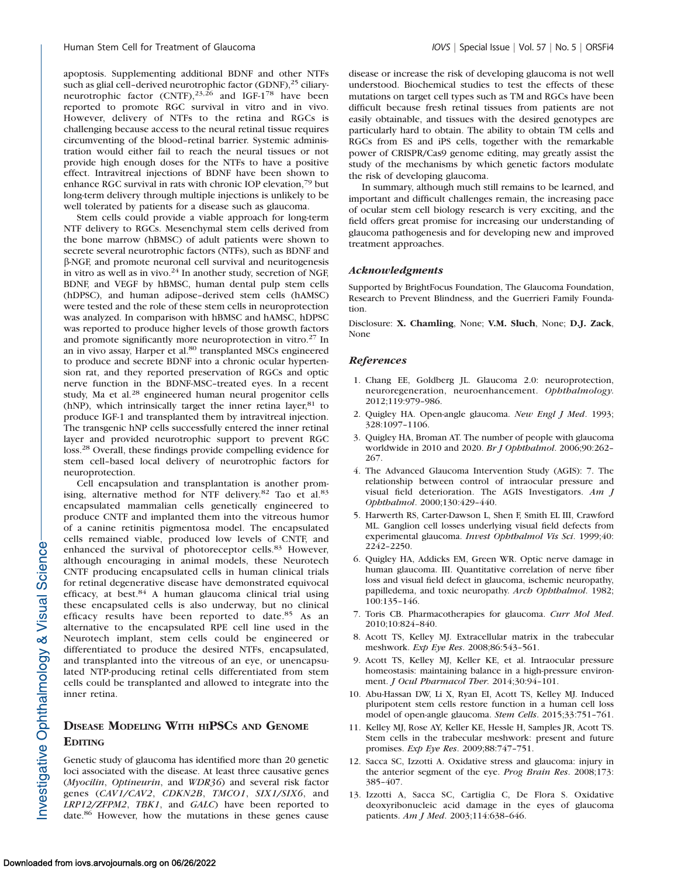apoptosis. Supplementing additional BDNF and other NTFs such as glial cell–derived neurotrophic factor (GDNF),[25] ciliary-neurotrophic factor (CNTF),[23,26] and IGF-1[78] have been reported to promote RGC survival in vitro and in vivo. However, delivery of NTFs to the retina and RGCs is challenging because access to the neural retinal tissue requires circumventing of the blood–retinal barrier. Systemic administration would either fail to reach the neural tissues or not provide high enough doses for the NTFs to have a positive effect. Intravitreal injections of BDNF have been shown to enhance RGC survival in rats with chronic IOP elevation,[79] but long-term delivery through multiple injections is unlikely to be well tolerated by patients for a disease such as glaucoma.

Stem cells could provide a viable approach for long-term NTF delivery to RGCs. Mesenchymal stem cells derived from the bone marrow (hBMSC) of adult patients were shown to secrete several neurotrophic factors (NTFs), such as BDNF and β-NGF, and promote neuronal cell survival and neuritogenesis in vitro as well as in vivo.[24] In another study, secretion of NGF, BDNF, and VEGF by hBMSC, human dental pulp stem cells (hDPSC), and human adipose–derived stem cells (hAMSC) were tested and the role of these stem cells in neuroprotection was analyzed. In comparison with hBMSC and hAMSC, hDPSC was reported to produce higher levels of those growth factors and promote significantly more neuroprotection in vitro.[27] In an in vivo assay, Harper et al.[80] transplanted MSCs engineered to produce and secrete BDNF into a chronic ocular hypertension rat, and they reported preservation of RGCs and optic nerve function in the BDNF-MSC–treated eyes. In a recent study, Ma et al.[28] engineered human neural progenitor cells (hNP), which intrinsically target the inner retina layer,[81] to produce IGF-1 and transplanted them by intravitreal injection. The transgenic hNP cells successfully entered the inner retinal layer and provided neurotrophic support to prevent RGC loss.[28] Overall, these findings provide compelling evidence for stem cell–based local delivery of neurotrophic factors for neuroprotection.

Cell encapsulation and transplantation is another promising, alternative method for NTF delivery.[82] Tao et al.[83] encapsulated mammalian cells genetically engineered to produce CNTF and implanted them into the vitreous humor of a canine retinitis pigmentosa model. The encapsulated cells remained viable, produced low levels of CNTF, and enhanced the survival of photoreceptor cells.[83] However, although encouraging in animal models, these Neurotech CNTF producing encapsulated cells in human clinical trials for retinal degenerative disease have demonstrated equivocal efficacy, at best.[84] A human glaucoma clinical trial using these encapsulated cells is also underway, but no clinical efficacy results have been reported to date.[85] As an alternative to the encapsulated RPE cell line used in the Neurotech implant, stem cells could be engineered or differentiated to produce the desired NTFs, encapsulated, and transplanted into the vitreous of an eye, or unencapsulated NTP-producing retinal cells differentiated from stem cells could be transplanted and allowed to integrate into the inner retina.

## Disease Modeling With hiPSCs and Genome Editing

Genetic study of glaucoma has identified more than 20 genetic loci associated with the disease. At least three causative genes (*Myocilin*, *Optineurin*, and *WDR36*) and several risk factor genes (*CAV1/CAV2*, *CDKN2B*, *TMCO1*, *SIX1/SIX6*, and *LRP12/ZFPM2*, *TBK1*, and *GALC*) have been reported to date.[86] However, how the mutations in these genes cause disease or increase the risk of developing glaucoma is not well understood. Biochemical studies to test the effects of these mutations on target cell types such as TM and RGCs have been difficult because fresh retinal tissues from patients are not easily obtainable, and tissues with the desired genotypes are particularly hard to obtain. The ability to obtain TM cells and RGCs from ES and iPS cells, together with the remarkable power of CRISPR/Cas9 genome editing, may greatly assist the study of the mechanisms by which genetic factors modulate the risk of developing glaucoma.

In summary, although much still remains to be learned, and important and difficult challenges remain, the increasing pace of ocular stem cell biology research is very exciting, and the field offers great promise for increasing our understanding of glaucoma pathogenesis and for developing new and improved treatment approaches.

### *Acknowledgments*

Supported by BrightFocus Foundation, The Glaucoma Foundation, Research to Prevent Blindness, and the Guerrieri Family Foundation.

Disclosure: **X. Chamling**, None; **V.M. Sluch**, None; **D.J. Zack**, None

### *References*

1. Chang EE, Goldberg JL. Glaucoma 2.0: neuroprotection, neuroregeneration, neuroenhancement. *Ophthalmology*. 2012;119:979–986.
2. Quigley HA. Open-angle glaucoma. *New Engl J Med*. 1993; 328:1097–1106.
3. Quigley HA, Broman AT. The number of people with glaucoma worldwide in 2010 and 2020. *Br J Ophthalmol*. 2006;90:262–267.
4. The Advanced Glaucoma Intervention Study (AGIS): 7. The relationship between control of intraocular pressure and visual field deterioration. The AGIS Investigators. *Am J Ophthalmol*. 2000;130:429–440.
5. Harwerth RS, Carter-Dawson L, Shen F, Smith EL III, Crawford ML. Ganglion cell losses underlying visual field defects from experimental glaucoma. *Invest Ophthalmol Vis Sci*. 1999;40: 2242–2250.
6. Quigley HA, Addicks EM, Green WR. Optic nerve damage in human glaucoma. III. Quantitative correlation of nerve fiber loss and visual field defect in glaucoma, ischemic neuropathy, papilledema, and toxic neuropathy. *Arch Ophthalmol*. 1982; 100:135–146.
7. Toris CB. Pharmacotherapies for glaucoma. *Curr Mol Med*. 2010;10:824–840.
8. Acott TS, Kelley MJ. Extracellular matrix in the trabecular meshwork. *Exp Eye Res*. 2008;86:543–561.
9. Acott TS, Kelley MJ, Keller KE, et al. Intraocular pressure homeostasis: maintaining balance in a high-pressure environment. *J Ocul Pharmacol Ther*. 2014;30:94–101.
10. Abu-Hassan DW, Li X, Ryan EI, Acott TS, Kelley MJ. Induced pluripotent stem cells restore function in a human cell loss model of open-angle glaucoma. *Stem Cells*. 2015;33:751–761.
11. Kelley MJ, Rose AY, Keller KE, Hessle H, Samples JR, Acott TS. Stem cells in the trabecular meshwork: present and future promises. *Exp Eye Res*. 2009;88:747–751.
12. Sacca SC, Izzotti A. Oxidative stress and glaucoma: injury in the anterior segment of the eye. *Prog Brain Res*. 2008;173: 385–407.
13. Izzotti A, Sacca SC, Cartiglia C, De Flora S. Oxidative deoxyribonucleic acid damage in the eyes of glaucoma patients. *Am J Med*. 2003;114:638–646.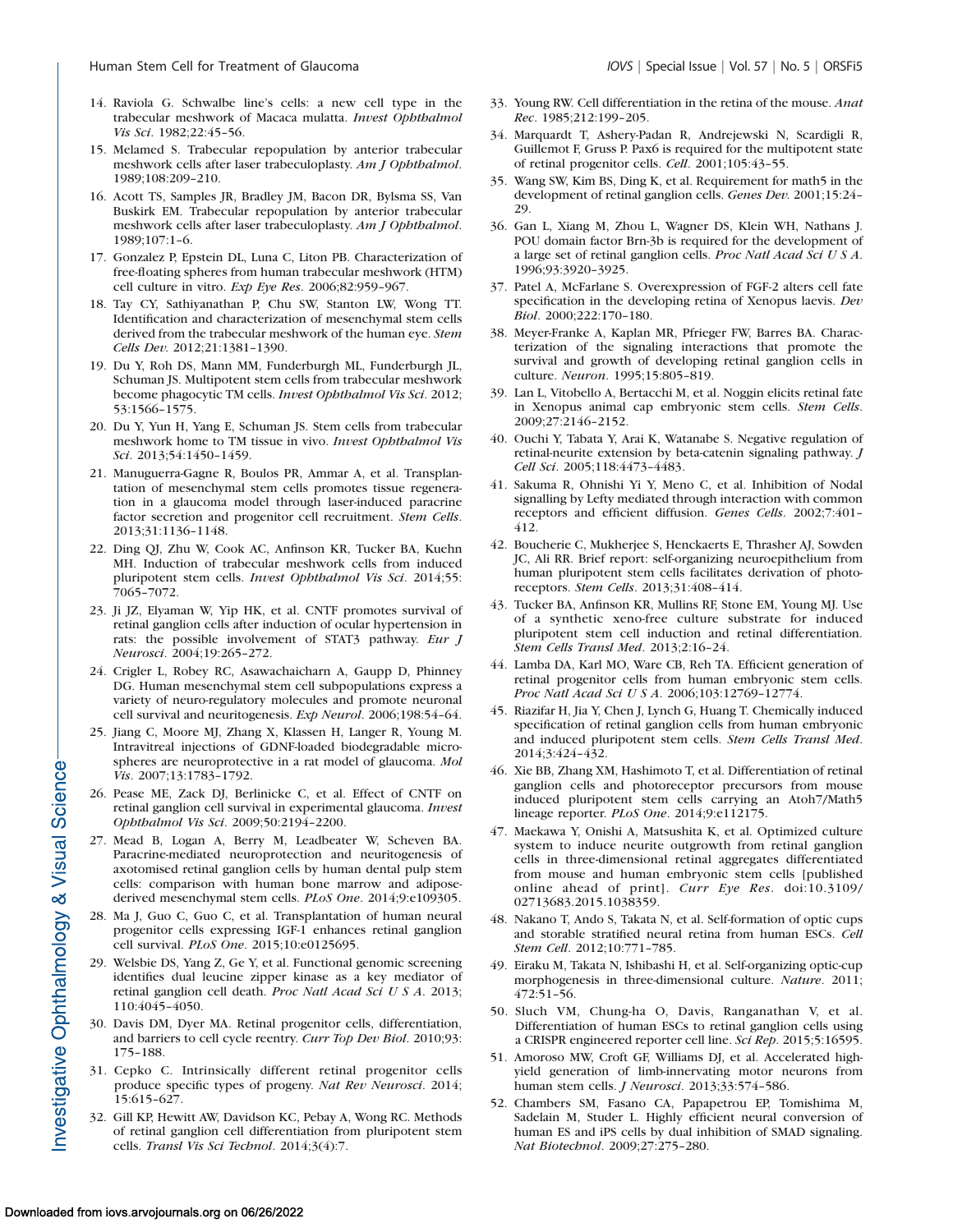14. Raviola G. Schwalbe line's cells: a new cell type in the trabecular meshwork of Macaca mulatta. *Invest Ophthalmol Vis Sci*. 1982;22:45–56.
15. Melamed S. Trabecular repopulation by anterior trabecular meshwork cells after laser trabeculoplasty. *Am J Ophthalmol*. 1989;108:209–210.
16. Acott TS, Samples JR, Bradley JM, Bacon DR, Bylsma SS, Van Buskirk EM. Trabecular repopulation by anterior trabecular meshwork cells after laser trabeculoplasty. *Am J Ophthalmol*. 1989;107:1–6.
17. Gonzalez P, Epstein DL, Luna C, Liton PB. Characterization of free-floating spheres from human trabecular meshwork (HTM) cell culture in vitro. *Exp Eye Res*. 2006;82:959–967.
18. Tay CY, Sathiyanathan P, Chu SW, Stanton LW, Wong TT. Identification and characterization of mesenchymal stem cells derived from the trabecular meshwork of the human eye. *Stem Cells Dev*. 2012;21:1381–1390.
19. Du Y, Roh DS, Mann MM, Funderburgh ML, Funderburgh JL, Schuman JS. Multipotent stem cells from trabecular meshwork become phagocytic TM cells. *Invest Ophthalmol Vis Sci*. 2012; 53:1566–1575.
20. Du Y, Yun H, Yang E, Schuman JS. Stem cells from trabecular meshwork home to TM tissue in vivo. *Invest Ophthalmol Vis Sci*. 2013;54:1450–1459.
21. Manuguerra-Gagne R, Boulos PR, Ammar A, et al. Transplantation of mesenchymal stem cells promotes tissue regeneration in a glaucoma model through laser-induced paracrine factor secretion and progenitor cell recruitment. *Stem Cells*. 2013;31:1136–1148.
22. Ding QJ, Zhu W, Cook AC, Anfinson KR, Tucker BA, Kuehn MH. Induction of trabecular meshwork cells from induced pluripotent stem cells. *Invest Ophthalmol Vis Sci*. 2014;55: 7065–7072.
23. Ji JZ, Elyaman W, Yip HK, et al. CNTF promotes survival of retinal ganglion cells after induction of ocular hypertension in rats: the possible involvement of STAT3 pathway. *Eur J Neurosci*. 2004;19:265–272.
24. Crigler L, Robey RC, Asawachaicharn A, Gaupp D, Phinney DG. Human mesenchymal stem cell subpopulations express a variety of neuro-regulatory molecules and promote neuronal cell survival and neuritogenesis. *Exp Neurol*. 2006;198:54–64.
25. Jiang C, Moore MJ, Zhang X, Klassen H, Langer R, Young M. Intravitreal injections of GDNF-loaded biodegradable microspheres are neuroprotective in a rat model of glaucoma. *Mol Vis*. 2007;13:1783–1792.
26. Pease ME, Zack DJ, Berlinicke C, et al. Effect of CNTF on retinal ganglion cell survival in experimental glaucoma. *Invest Ophthalmol Vis Sci*. 2009;50:2194–2200.
27. Mead B, Logan A, Berry M, Leadbeater W, Scheven BA. Paracrine-mediated neuroprotection and neuritogenesis of axotomised retinal ganglion cells by human dental pulp stem cells: comparison with human bone marrow and adipose-derived mesenchymal stem cells. *PLoS One*. 2014;9:e109305.
28. Ma J, Guo C, Guo C, et al. Transplantation of human neural progenitor cells expressing IGF-1 enhances retinal ganglion cell survival. *PLoS One*. 2015;10:e0125695.
29. Welsbie DS, Yang Z, Ge Y, et al. Functional genomic screening identifies dual leucine zipper kinase as a key mediator of retinal ganglion cell death. *Proc Natl Acad Sci U S A*. 2013; 110:4045–4050.
30. Davis DM, Dyer MA. Retinal progenitor cells, differentiation, and barriers to cell cycle reentry. *Curr Top Dev Biol*. 2010;93: 175–188.
31. Cepko C. Intrinsically different retinal progenitor cells produce specific types of progeny. *Nat Rev Neurosci*. 2014; 15:615–627.
32. Gill KP, Hewitt AW, Davidson KC, Pebay A, Wong RC. Methods of retinal ganglion cell differentiation from pluripotent stem cells. *Transl Vis Sci Technol*. 2014;3(4):7.
33. Young RW. Cell differentiation in the retina of the mouse. *Anat Rec*. 1985;212:199–205.
34. Marquardt T, Ashery-Padan R, Andrejewski N, Scardigli R, Guillemot F, Gruss P. Pax6 is required for the multipotent state of retinal progenitor cells. *Cell*. 2001;105:43–55.
35. Wang SW, Kim BS, Ding K, et al. Requirement for math5 in the development of retinal ganglion cells. *Genes Dev*. 2001;15:24–29.
36. Gan L, Xiang M, Zhou L, Wagner DS, Klein WH, Nathans J. POU domain factor Brn-3b is required for the development of a large set of retinal ganglion cells. *Proc Natl Acad Sci U S A*. 1996;93:3920–3925.
37. Patel A, McFarlane S. Overexpression of FGF-2 alters cell fate specification in the developing retina of Xenopus laevis. *Dev Biol*. 2000;222:170–180.
38. Meyer-Franke A, Kaplan MR, Pfrieger FW, Barres BA. Characterization of the signaling interactions that promote the survival and growth of developing retinal ganglion cells in culture. *Neuron*. 1995;15:805–819.
39. Lan L, Vitobello A, Bertacchi M, et al. Noggin elicits retinal fate in Xenopus animal cap embryonic stem cells. *Stem Cells*. 2009;27:2146–2152.
40. Ouchi Y, Tabata Y, Arai K, Watanabe S. Negative regulation of retinal-neurite extension by beta-catenin signaling pathway. *J Cell Sci*. 2005;118:4473–4483.
41. Sakuma R, Ohnishi Yi Y, Meno C, et al. Inhibition of Nodal signalling by Lefty mediated through interaction with common receptors and efficient diffusion. *Genes Cells*. 2002;7:401–412.
42. Boucherie C, Mukherjee S, Henckaerts E, Thrasher AJ, Sowden JC, Ali RR. Brief report: self-organizing neuroepithelium from human pluripotent stem cells facilitates derivation of photoreceptors. *Stem Cells*. 2013;31:408–414.
43. Tucker BA, Anfinson KR, Mullins RF, Stone EM, Young MJ. Use of a synthetic xeno-free culture substrate for induced pluripotent stem cell induction and retinal differentiation. *Stem Cells Transl Med*. 2013;2:16–24.
44. Lamba DA, Karl MO, Ware CB, Reh TA. Efficient generation of retinal progenitor cells from human embryonic stem cells. *Proc Natl Acad Sci U S A*. 2006;103:12769–12774.
45. Riazifar H, Jia Y, Chen J, Lynch G, Huang T. Chemically induced specification of retinal ganglion cells from human embryonic and induced pluripotent stem cells. *Stem Cells Transl Med*. 2014;3:424–432.
46. Xie BB, Zhang XM, Hashimoto T, et al. Differentiation of retinal ganglion cells and photoreceptor precursors from mouse induced pluripotent stem cells carrying an Atoh7/Math5 lineage reporter. *PLoS One*. 2014;9:e112175.
47. Maekawa Y, Onishi A, Matsushita K, et al. Optimized culture system to induce neurite outgrowth from retinal ganglion cells in three-dimensional retinal aggregates differentiated from mouse and human embryonic stem cells [published online ahead of print]. *Curr Eye Res*. doi:10.3109/02713683.2015.1038359.
48. Nakano T, Ando S, Takata N, et al. Self-formation of optic cups and storable stratified neural retina from human ESCs. *Cell Stem Cell*. 2012;10:771–785.
49. Eiraku M, Takata N, Ishibashi H, et al. Self-organizing optic-cup morphogenesis in three-dimensional culture. *Nature*. 2011; 472:51–56.
50. Sluch VM, Chung-ha O, Davis, Ranganathan V, et al. Differentiation of human ESCs to retinal ganglion cells using a CRISPR engineered reporter cell line. *Sci Rep*. 2015;5:16595.
51. Amoroso MW, Croft GF, Williams DJ, et al. Accelerated high-yield generation of limb-innervating motor neurons from human stem cells. *J Neurosci*. 2013;33:574–586.
52. Chambers SM, Fasano CA, Papapetrou EP, Tomishima M, Sadelain M, Studer L. Highly efficient neural conversion of human ES and iPS cells by dual inhibition of SMAD signaling. *Nat Biotechnol*. 2009;27:275–280.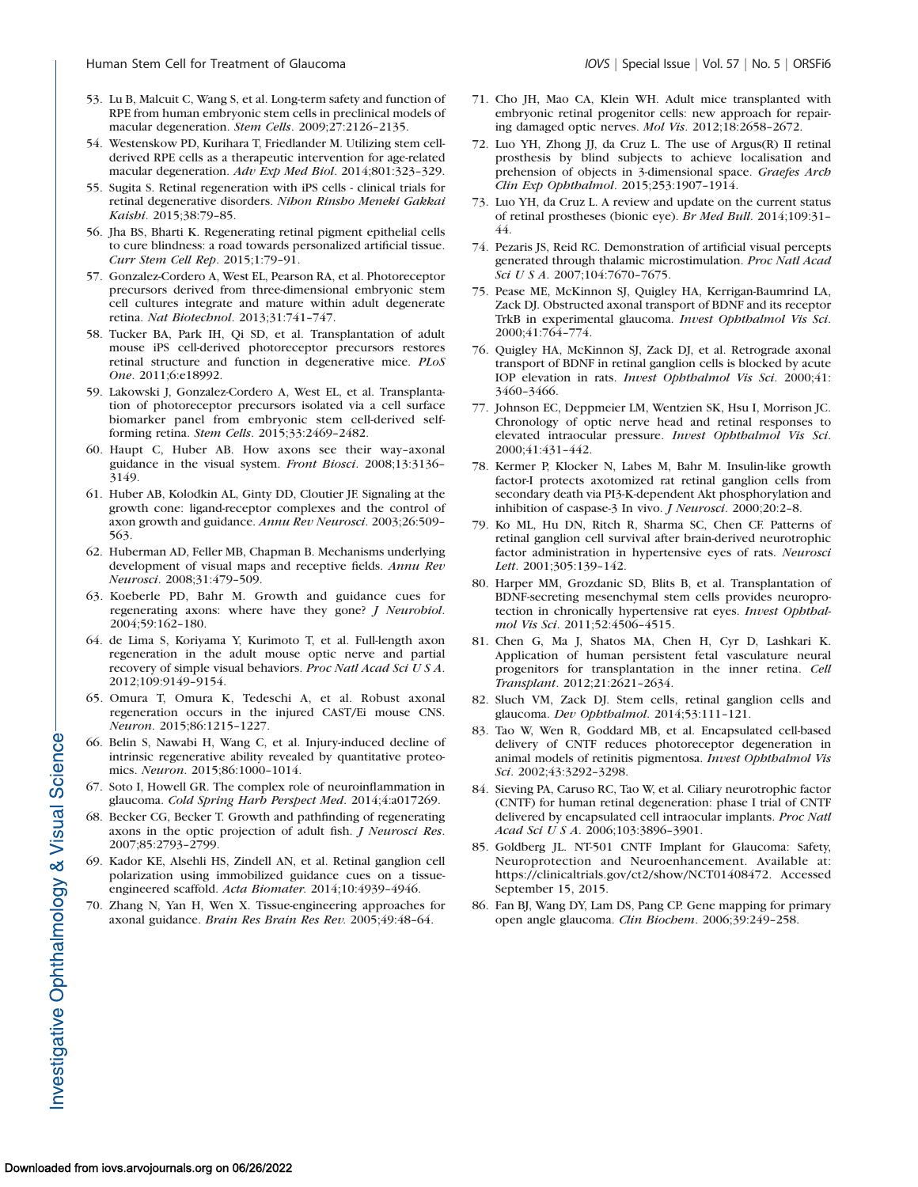53. Lu B, Malcuit C, Wang S, et al. Long-term safety and function of RPE from human embryonic stem cells in preclinical models of macular degeneration. *Stem Cells*. 2009;27:2126–2135.
54. Westenskow PD, Kurihara T, Friedlander M. Utilizing stem cell-derived RPE cells as a therapeutic intervention for age-related macular degeneration. *Adv Exp Med Biol*. 2014;801:323–329.
55. Sugita S. Retinal regeneration with iPS cells - clinical trials for retinal degenerative disorders. *Nihon Rinsho Meneki Gakkai Kaishi*. 2015;38:79–85.
56. Jha BS, Bharti K. Regenerating retinal pigment epithelial cells to cure blindness: a road towards personalized artificial tissue. *Curr Stem Cell Rep*. 2015;1:79–91.
57. Gonzalez-Cordero A, West EL, Pearson RA, et al. Photoreceptor precursors derived from three-dimensional embryonic stem cell cultures integrate and mature within adult degenerate retina. *Nat Biotechnol*. 2013;31:741–747.
58. Tucker BA, Park IH, Qi SD, et al. Transplantation of adult mouse iPS cell-derived photoreceptor precursors restores retinal structure and function in degenerative mice. *PLoS One*. 2011;6:e18992.
59. Lakowski J, Gonzalez-Cordero A, West EL, et al. Transplantation of photoreceptor precursors isolated via a cell surface biomarker panel from embryonic stem cell-derived self-forming retina. *Stem Cells*. 2015;33:2469–2482.
60. Haupt C, Huber AB. How axons see their way–axonal guidance in the visual system. *Front Biosci*. 2008;13:3136–3149.
61. Huber AB, Kolodkin AL, Ginty DD, Cloutier JF. Signaling at the growth cone: ligand-receptor complexes and the control of axon growth and guidance. *Annu Rev Neurosci*. 2003;26:509–563.
62. Huberman AD, Feller MB, Chapman B. Mechanisms underlying development of visual maps and receptive fields. *Annu Rev Neurosci*. 2008;31:479–509.
63. Koeberle PD, Bahr M. Growth and guidance cues for regenerating axons: where have they gone? *J Neurobiol*. 2004;59:162–180.
64. de Lima S, Koriyama Y, Kurimoto T, et al. Full-length axon regeneration in the adult mouse optic nerve and partial recovery of simple visual behaviors. *Proc Natl Acad Sci U S A*. 2012;109:9149–9154.
65. Omura T, Omura K, Tedeschi A, et al. Robust axonal regeneration occurs in the injured CAST/Ei mouse CNS. *Neuron*. 2015;86:1215–1227.
66. Belin S, Nawabi H, Wang C, et al. Injury-induced decline of intrinsic regenerative ability revealed by quantitative proteomics. *Neuron*. 2015;86:1000–1014.
67. Soto I, Howell GR. The complex role of neuroinflammation in glaucoma. *Cold Spring Harb Perspect Med*. 2014;4:a017269.
68. Becker CG, Becker T. Growth and pathfinding of regenerating axons in the optic projection of adult fish. *J Neurosci Res*. 2007;85:2793–2799.
69. Kador KE, Alsehli HS, Zindell AN, et al. Retinal ganglion cell polarization using immobilized guidance cues on a tissue-engineered scaffold. *Acta Biomater*. 2014;10:4939–4946.
70. Zhang N, Yan H, Wen X. Tissue-engineering approaches for axonal guidance. *Brain Res Brain Res Rev*. 2005;49:48–64.
71. Cho JH, Mao CA, Klein WH. Adult mice transplanted with embryonic retinal progenitor cells: new approach for repairing damaged optic nerves. *Mol Vis*. 2012;18:2658–2672.
72. Luo YH, Zhong JJ, da Cruz L. The use of Argus(R) II retinal prosthesis by blind subjects to achieve localisation and prehension of objects in 3-dimensional space. *Graefes Arch Clin Exp Ophthalmol*. 2015;253:1907–1914.
73. Luo YH, da Cruz L. A review and update on the current status of retinal prostheses (bionic eye). *Br Med Bull*. 2014;109:31–44.
74. Pezaris JS, Reid RC. Demonstration of artificial visual percepts generated through thalamic microstimulation. *Proc Natl Acad Sci U S A*. 2007;104:7670–7675.
75. Pease ME, McKinnon SJ, Quigley HA, Kerrigan-Baumrind LA, Zack DJ. Obstructed axonal transport of BDNF and its receptor TrkB in experimental glaucoma. *Invest Ophthalmol Vis Sci*. 2000;41:764–774.
76. Quigley HA, McKinnon SJ, Zack DJ, et al. Retrograde axonal transport of BDNF in retinal ganglion cells is blocked by acute IOP elevation in rats. *Invest Ophthalmol Vis Sci*. 2000;41:3460–3466.
77. Johnson EC, Deppmeier LM, Wentzien SK, Hsu I, Morrison JC. Chronology of optic nerve head and retinal responses to elevated intraocular pressure. *Invest Ophthalmol Vis Sci*. 2000;41:431–442.
78. Kermer P, Klocker N, Labes M, Bahr M. Insulin-like growth factor-I protects axotomized rat retinal ganglion cells from secondary death via PI3-K-dependent Akt phosphorylation and inhibition of caspase-3 In vivo. *J Neurosci*. 2000;20:2–8.
79. Ko ML, Hu DN, Ritch R, Sharma SC, Chen CF. Patterns of retinal ganglion cell survival after brain-derived neurotrophic factor administration in hypertensive eyes of rats. *Neurosci Lett*. 2001;305:139–142.
80. Harper MM, Grozdanic SD, Blits B, et al. Transplantation of BDNF-secreting mesenchymal stem cells provides neuroprotection in chronically hypertensive rat eyes. *Invest Ophthalmol Vis Sci*. 2011;52:4506–4515.
81. Chen G, Ma J, Shatos MA, Chen H, Cyr D, Lashkari K. Application of human persistent fetal vasculature neural progenitors for transplantation in the inner retina. *Cell Transplant*. 2012;21:2621–2634.
82. Sluch VM, Zack DJ. Stem cells, retinal ganglion cells and glaucoma. *Dev Ophthalmol*. 2014;53:111–121.
83. Tao W, Wen R, Goddard MB, et al. Encapsulated cell-based delivery of CNTF reduces photoreceptor degeneration in animal models of retinitis pigmentosa. *Invest Ophthalmol Vis Sci*. 2002;43:3292–3298.
84. Sieving PA, Caruso RC, Tao W, et al. Ciliary neurotrophic factor (CNTF) for human retinal degeneration: phase I trial of CNTF delivered by encapsulated cell intraocular implants. *Proc Natl Acad Sci U S A*. 2006;103:3896–3901.
85. Goldberg JL. NT-501 CNTF Implant for Glaucoma: Safety, Neuroprotection and Neuroenhancement. Available at: https://clinicaltrials.gov/ct2/show/NCT01408472. Accessed September 15, 2015.
86. Fan BJ, Wang DY, Lam DS, Pang CP. Gene mapping for primary open angle glaucoma. *Clin Biochem*. 2006;39:249–258.